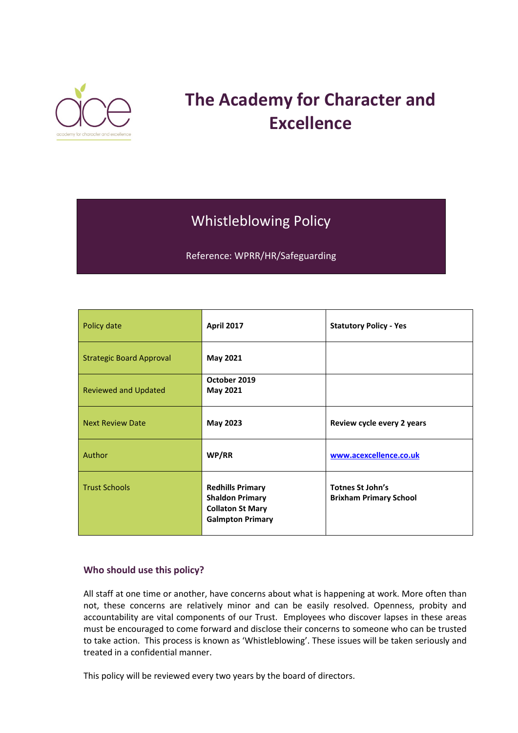# The Academy for Character and Excellence

## Whistleblowing Policy

Reference: WPRR/HR/Safeguarding

| Policy date | **April 2017** | **Statutory Policy - Yes** |
|---|---|---|
| Strategic Board Approval | **May 2021** | |
| Reviewed and Updated | **October 2019**<br>**May 2021** | |
| Next Review Date | **May 2023** | **Review cycle every 2 years** |
| Author | **WP/RR** | **www.acexcellence.co.uk** |
| Trust Schools | **Redhills Primary**<br>**Shaldon Primary**<br>**Collaton St Mary**<br>**Galmpton Primary** | **Totnes St John's**<br>**Brixham Primary School** |

### Who should use this policy?

All staff at one time or another, have concerns about what is happening at work. More often than not, these concerns are relatively minor and can be easily resolved. Openness, probity and accountability are vital components of our Trust. Employees who discover lapses in these areas must be encouraged to come forward and disclose their concerns to someone who can be trusted to take action. This process is known as 'Whistleblowing'. These issues will be taken seriously and treated in a confidential manner.

This policy will be reviewed every two years by the board of directors.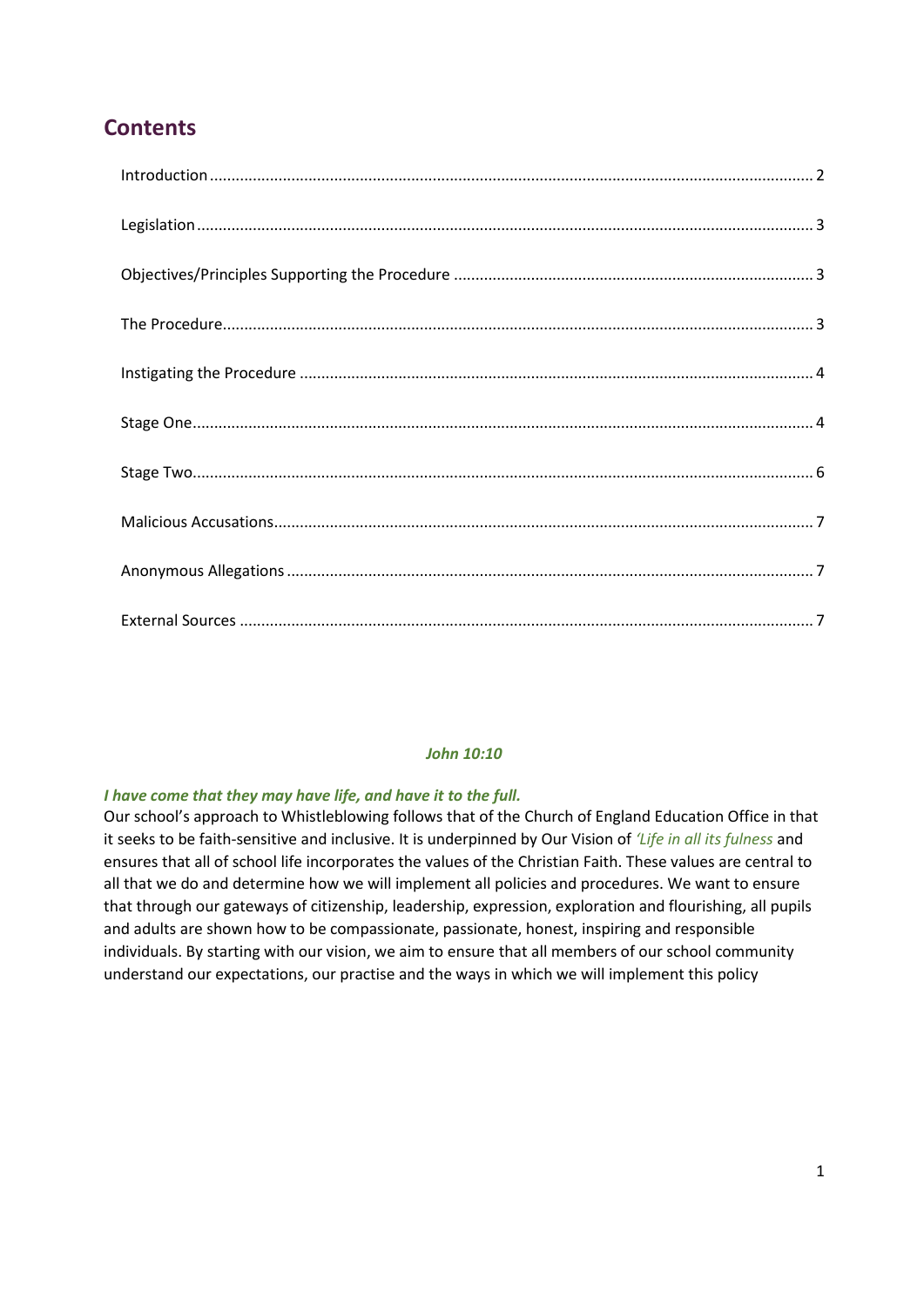## Contents

Introduction .......... 2

Legislation .......... 3

Objectives/Principles Supporting the Procedure .......... 3

The Procedure .......... 3

Instigating the Procedure .......... 4

Stage One .......... 4

Stage Two .......... 6

Malicious Accusations .......... 7

Anonymous Allegations .......... 7

External Sources .......... 7

***John 10:10***

***I have come that they may have life, and have it to the full.***

Our school's approach to Whistleblowing follows that of the Church of England Education Office in that it seeks to be faith-sensitive and inclusive. It is underpinned by Our Vision of *'Life in all its fulness* and ensures that all of school life incorporates the values of the Christian Faith. These values are central to all that we do and determine how we will implement all policies and procedures. We want to ensure that through our gateways of citizenship, leadership, expression, exploration and flourishing, all pupils and adults are shown how to be compassionate, passionate, honest, inspiring and responsible individuals. By starting with our vision, we aim to ensure that all members of our school community understand our expectations, our practise and the ways in which we will implement this policy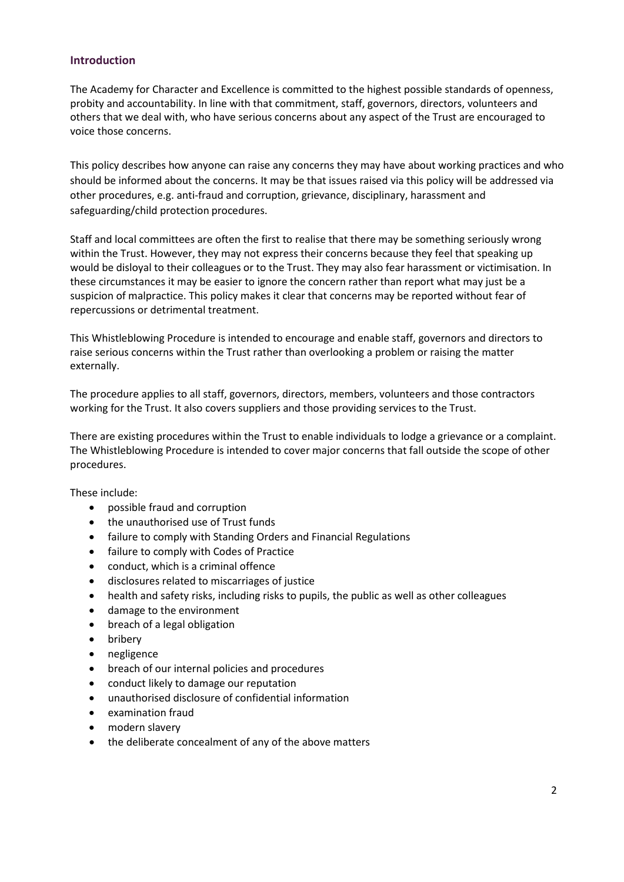## Introduction

The Academy for Character and Excellence is committed to the highest possible standards of openness, probity and accountability. In line with that commitment, staff, governors, directors, volunteers and others that we deal with, who have serious concerns about any aspect of the Trust are encouraged to voice those concerns.

This policy describes how anyone can raise any concerns they may have about working practices and who should be informed about the concerns. It may be that issues raised via this policy will be addressed via other procedures, e.g. anti-fraud and corruption, grievance, disciplinary, harassment and safeguarding/child protection procedures.

Staff and local committees are often the first to realise that there may be something seriously wrong within the Trust. However, they may not express their concerns because they feel that speaking up would be disloyal to their colleagues or to the Trust. They may also fear harassment or victimisation. In these circumstances it may be easier to ignore the concern rather than report what may just be a suspicion of malpractice. This policy makes it clear that concerns may be reported without fear of repercussions or detrimental treatment.

This Whistleblowing Procedure is intended to encourage and enable staff, governors and directors to raise serious concerns within the Trust rather than overlooking a problem or raising the matter externally.

The procedure applies to all staff, governors, directors, members, volunteers and those contractors working for the Trust. It also covers suppliers and those providing services to the Trust.

There are existing procedures within the Trust to enable individuals to lodge a grievance or a complaint. The Whistleblowing Procedure is intended to cover major concerns that fall outside the scope of other procedures.

These include:

- possible fraud and corruption
- the unauthorised use of Trust funds
- failure to comply with Standing Orders and Financial Regulations
- failure to comply with Codes of Practice
- conduct, which is a criminal offence
- disclosures related to miscarriages of justice
- health and safety risks, including risks to pupils, the public as well as other colleagues
- damage to the environment
- breach of a legal obligation
- bribery
- negligence
- breach of our internal policies and procedures
- conduct likely to damage our reputation
- unauthorised disclosure of confidential information
- examination fraud
- modern slavery
- the deliberate concealment of any of the above matters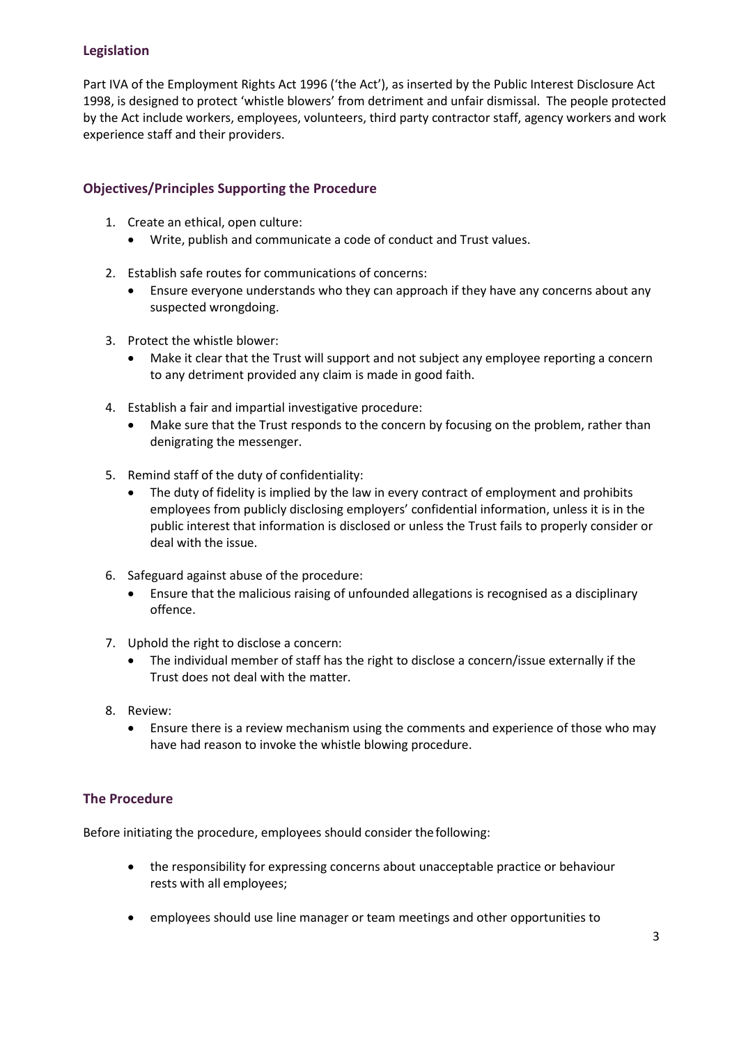## Legislation

Part IVA of the Employment Rights Act 1996 ('the Act'), as inserted by the Public Interest Disclosure Act 1998, is designed to protect 'whistle blowers' from detriment and unfair dismissal. The people protected by the Act include workers, employees, volunteers, third party contractor staff, agency workers and work experience staff and their providers.

## Objectives/Principles Supporting the Procedure

1. Create an ethical, open culture:
   - Write, publish and communicate a code of conduct and Trust values.
2. Establish safe routes for communications of concerns:
   - Ensure everyone understands who they can approach if they have any concerns about any suspected wrongdoing.
3. Protect the whistle blower:
   - Make it clear that the Trust will support and not subject any employee reporting a concern to any detriment provided any claim is made in good faith.
4. Establish a fair and impartial investigative procedure:
   - Make sure that the Trust responds to the concern by focusing on the problem, rather than denigrating the messenger.
5. Remind staff of the duty of confidentiality:
   - The duty of fidelity is implied by the law in every contract of employment and prohibits employees from publicly disclosing employers' confidential information, unless it is in the public interest that information is disclosed or unless the Trust fails to properly consider or deal with the issue.
6. Safeguard against abuse of the procedure:
   - Ensure that the malicious raising of unfounded allegations is recognised as a disciplinary offence.
7. Uphold the right to disclose a concern:
   - The individual member of staff has the right to disclose a concern/issue externally if the Trust does not deal with the matter.
8. Review:
   - Ensure there is a review mechanism using the comments and experience of those who may have had reason to invoke the whistle blowing procedure.

## The Procedure

Before initiating the procedure, employees should consider the following:

- the responsibility for expressing concerns about unacceptable practice or behaviour rests with all employees;
- employees should use line manager or team meetings and other opportunities to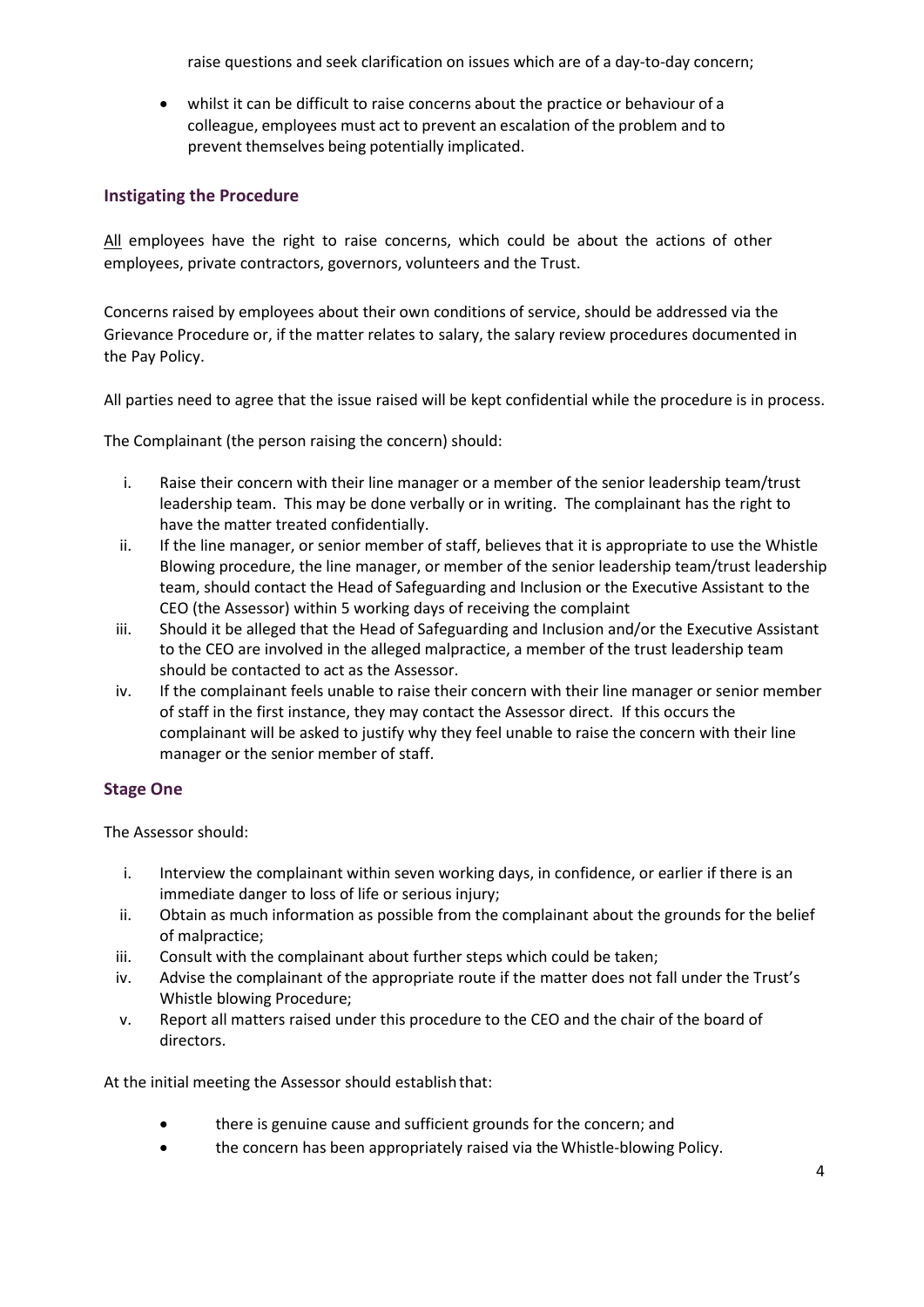raise questions and seek clarification on issues which are of a day-to-day concern;

- whilst it can be difficult to raise concerns about the practice or behaviour of a colleague, employees must act to prevent an escalation of the problem and to prevent themselves being potentially implicated.

## Instigating the Procedure

All employees have the right to raise concerns, which could be about the actions of other employees, private contractors, governors, volunteers and the Trust.

Concerns raised by employees about their own conditions of service, should be addressed via the Grievance Procedure or, if the matter relates to salary, the salary review procedures documented in the Pay Policy.

All parties need to agree that the issue raised will be kept confidential while the procedure is in process.

The Complainant (the person raising the concern) should:

i. Raise their concern with their line manager or a member of the senior leadership team/trust leadership team. This may be done verbally or in writing. The complainant has the right to have the matter treated confidentially.
ii. If the line manager, or senior member of staff, believes that it is appropriate to use the Whistle Blowing procedure, the line manager, or member of the senior leadership team/trust leadership team, should contact the Head of Safeguarding and Inclusion or the Executive Assistant to the CEO (the Assessor) within 5 working days of receiving the complaint
iii. Should it be alleged that the Head of Safeguarding and Inclusion and/or the Executive Assistant to the CEO are involved in the alleged malpractice, a member of the trust leadership team should be contacted to act as the Assessor.
iv. If the complainant feels unable to raise their concern with their line manager or senior member of staff in the first instance, they may contact the Assessor direct. If this occurs the complainant will be asked to justify why they feel unable to raise the concern with their line manager or the senior member of staff.

## Stage One

The Assessor should:

i. Interview the complainant within seven working days, in confidence, or earlier if there is an immediate danger to loss of life or serious injury;
ii. Obtain as much information as possible from the complainant about the grounds for the belief of malpractice;
iii. Consult with the complainant about further steps which could be taken;
iv. Advise the complainant of the appropriate route if the matter does not fall under the Trust's Whistle blowing Procedure;
v. Report all matters raised under this procedure to the CEO and the chair of the board of directors.

At the initial meeting the Assessor should establish that:

- there is genuine cause and sufficient grounds for the concern; and
- the concern has been appropriately raised via the Whistle-blowing Policy.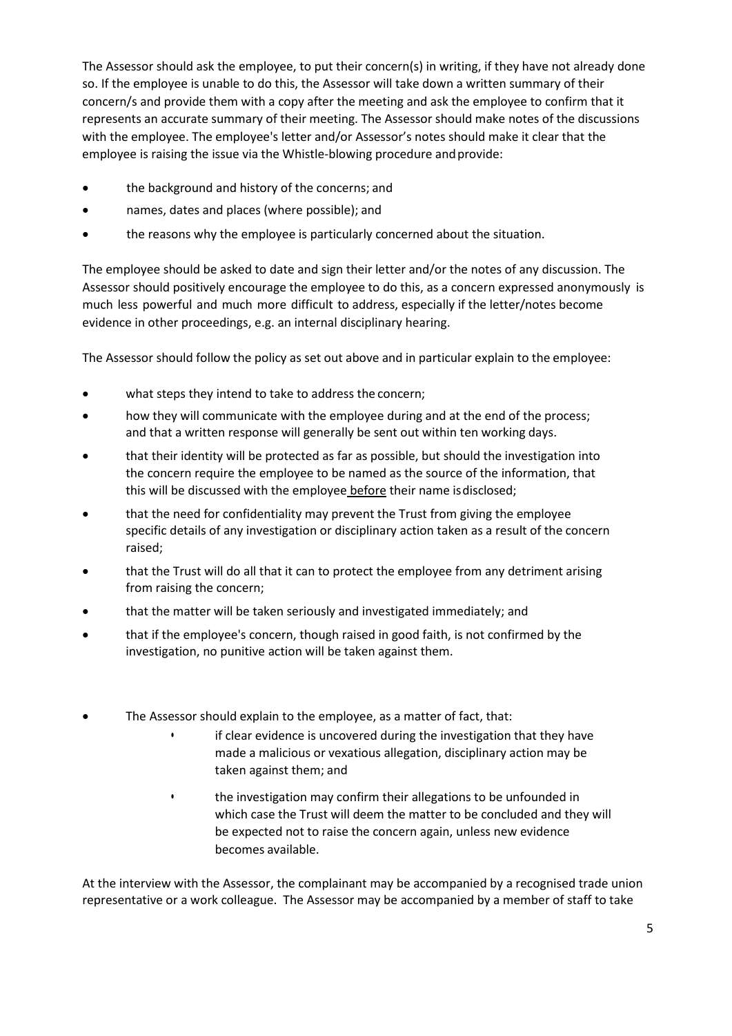The Assessor should ask the employee, to put their concern(s) in writing, if they have not already done so. If the employee is unable to do this, the Assessor will take down a written summary of their concern/s and provide them with a copy after the meeting and ask the employee to confirm that it represents an accurate summary of their meeting. The Assessor should make notes of the discussions with the employee. The employee's letter and/or Assessor's notes should make it clear that the employee is raising the issue via the Whistle-blowing procedure and provide:

- the background and history of the concerns; and
- names, dates and places (where possible); and
- the reasons why the employee is particularly concerned about the situation.

The employee should be asked to date and sign their letter and/or the notes of any discussion. The Assessor should positively encourage the employee to do this, as a concern expressed anonymously is much less powerful and much more difficult to address, especially if the letter/notes become evidence in other proceedings, e.g. an internal disciplinary hearing.

The Assessor should follow the policy as set out above and in particular explain to the employee:

- what steps they intend to take to address the concern;
- how they will communicate with the employee during and at the end of the process; and that a written response will generally be sent out within ten working days.
- that their identity will be protected as far as possible, but should the investigation into the concern require the employee to be named as the source of the information, that this will be discussed with the employee <u>before</u> their name is disclosed;
- that the need for confidentiality may prevent the Trust from giving the employee specific details of any investigation or disciplinary action taken as a result of the concern raised;
- that the Trust will do all that it can to protect the employee from any detriment arising from raising the concern;
- that the matter will be taken seriously and investigated immediately; and
- that if the employee's concern, though raised in good faith, is not confirmed by the investigation, no punitive action will be taken against them.

- The Assessor should explain to the employee, as a matter of fact, that:
  - if clear evidence is uncovered during the investigation that they have made a malicious or vexatious allegation, disciplinary action may be taken against them; and
  - the investigation may confirm their allegations to be unfounded in which case the Trust will deem the matter to be concluded and they will be expected not to raise the concern again, unless new evidence becomes available.

At the interview with the Assessor, the complainant may be accompanied by a recognised trade union representative or a work colleague. The Assessor may be accompanied by a member of staff to take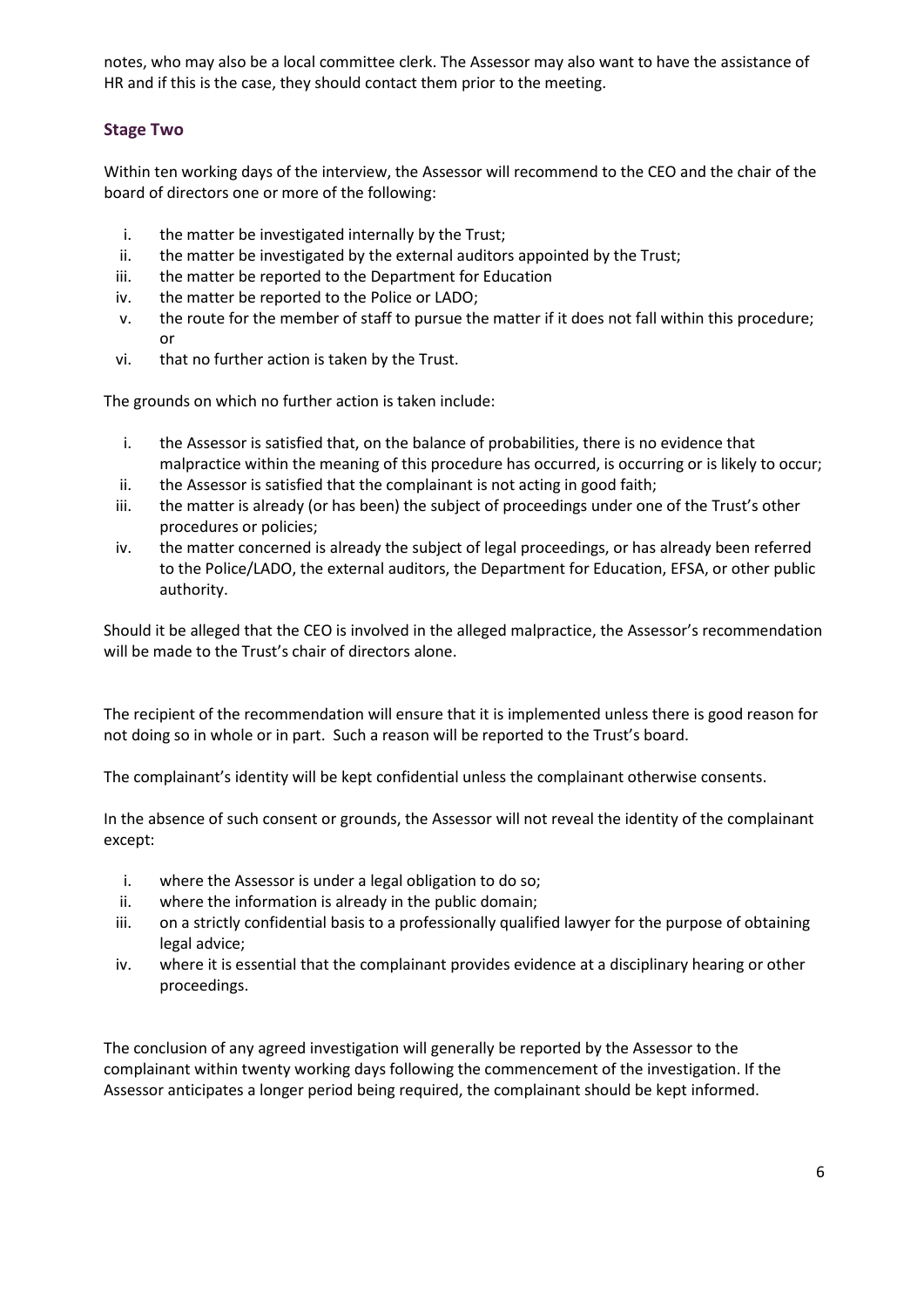notes, who may also be a local committee clerk. The Assessor may also want to have the assistance of HR and if this is the case, they should contact them prior to the meeting.

### Stage Two

Within ten working days of the interview, the Assessor will recommend to the CEO and the chair of the board of directors one or more of the following:

i. the matter be investigated internally by the Trust;
ii. the matter be investigated by the external auditors appointed by the Trust;
iii. the matter be reported to the Department for Education
iv. the matter be reported to the Police or LADO;
v. the route for the member of staff to pursue the matter if it does not fall within this procedure; or
vi. that no further action is taken by the Trust.

The grounds on which no further action is taken include:

i. the Assessor is satisfied that, on the balance of probabilities, there is no evidence that malpractice within the meaning of this procedure has occurred, is occurring or is likely to occur;
ii. the Assessor is satisfied that the complainant is not acting in good faith;
iii. the matter is already (or has been) the subject of proceedings under one of the Trust's other procedures or policies;
iv. the matter concerned is already the subject of legal proceedings, or has already been referred to the Police/LADO, the external auditors, the Department for Education, EFSA, or other public authority.

Should it be alleged that the CEO is involved in the alleged malpractice, the Assessor's recommendation will be made to the Trust's chair of directors alone.

The recipient of the recommendation will ensure that it is implemented unless there is good reason for not doing so in whole or in part. Such a reason will be reported to the Trust's board.

The complainant's identity will be kept confidential unless the complainant otherwise consents.

In the absence of such consent or grounds, the Assessor will not reveal the identity of the complainant except:

i. where the Assessor is under a legal obligation to do so;
ii. where the information is already in the public domain;
iii. on a strictly confidential basis to a professionally qualified lawyer for the purpose of obtaining legal advice;
iv. where it is essential that the complainant provides evidence at a disciplinary hearing or other proceedings.

The conclusion of any agreed investigation will generally be reported by the Assessor to the complainant within twenty working days following the commencement of the investigation. If the Assessor anticipates a longer period being required, the complainant should be kept informed.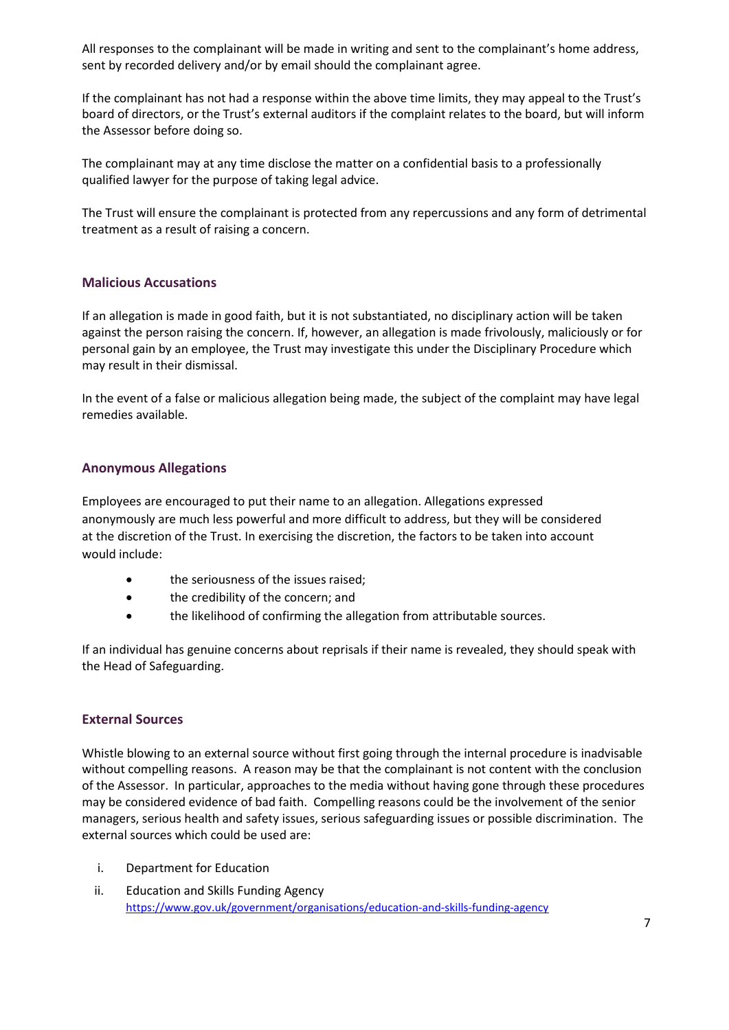All responses to the complainant will be made in writing and sent to the complainant's home address, sent by recorded delivery and/or by email should the complainant agree.

If the complainant has not had a response within the above time limits, they may appeal to the Trust's board of directors, or the Trust's external auditors if the complaint relates to the board, but will inform the Assessor before doing so.

The complainant may at any time disclose the matter on a confidential basis to a professionally qualified lawyer for the purpose of taking legal advice.

The Trust will ensure the complainant is protected from any repercussions and any form of detrimental treatment as a result of raising a concern.

## Malicious Accusations

If an allegation is made in good faith, but it is not substantiated, no disciplinary action will be taken against the person raising the concern. If, however, an allegation is made frivolously, maliciously or for personal gain by an employee, the Trust may investigate this under the Disciplinary Procedure which may result in their dismissal.

In the event of a false or malicious allegation being made, the subject of the complaint may have legal remedies available.

## Anonymous Allegations

Employees are encouraged to put their name to an allegation. Allegations expressed anonymously are much less powerful and more difficult to address, but they will be considered at the discretion of the Trust. In exercising the discretion, the factors to be taken into account would include:

- the seriousness of the issues raised;
- the credibility of the concern; and
- the likelihood of confirming the allegation from attributable sources.

If an individual has genuine concerns about reprisals if their name is revealed, they should speak with the Head of Safeguarding.

## External Sources

Whistle blowing to an external source without first going through the internal procedure is inadvisable without compelling reasons. A reason may be that the complainant is not content with the conclusion of the Assessor. In particular, approaches to the media without having gone through these procedures may be considered evidence of bad faith. Compelling reasons could be the involvement of the senior managers, serious health and safety issues, serious safeguarding issues or possible discrimination. The external sources which could be used are:

i. Department for Education
ii. Education and Skills Funding Agency
https://www.gov.uk/government/organisations/education-and-skills-funding-agency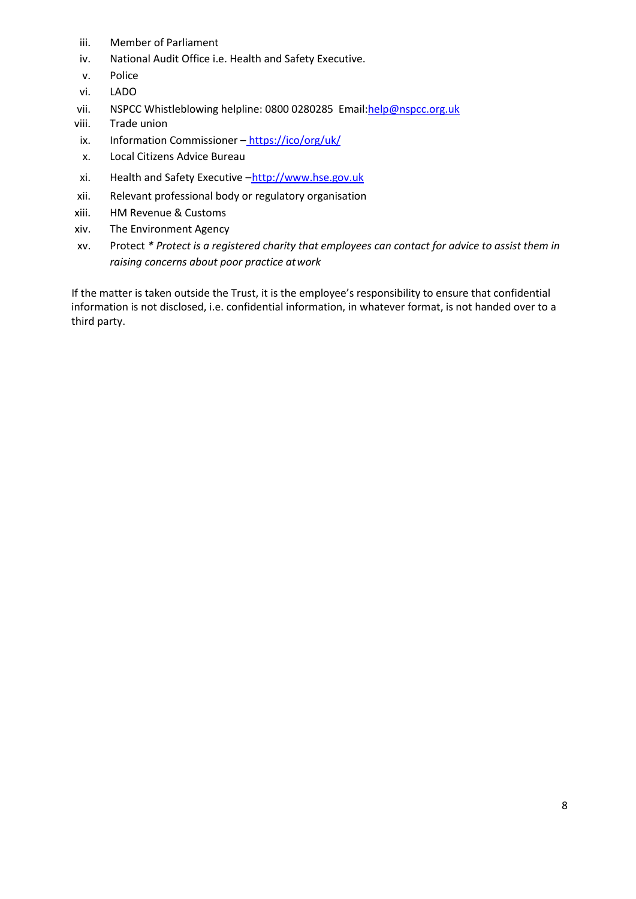iii. Member of Parliament
iv. National Audit Office i.e. Health and Safety Executive.
v. Police
vi. LADO
vii. NSPCC Whistleblowing helpline: 0800 0280285 Email:help@nspcc.org.uk
viii. Trade union
ix. Information Commissioner – https://ico/org/uk/
x. Local Citizens Advice Bureau
xi. Health and Safety Executive –http://www.hse.gov.uk
xii. Relevant professional body or regulatory organisation
xiii. HM Revenue & Customs
xiv. The Environment Agency
xv. Protect * *Protect is a registered charity that employees can contact for advice to assist them in raising concerns about poor practice at work*

If the matter is taken outside the Trust, it is the employee's responsibility to ensure that confidential information is not disclosed, i.e. confidential information, in whatever format, is not handed over to a third party.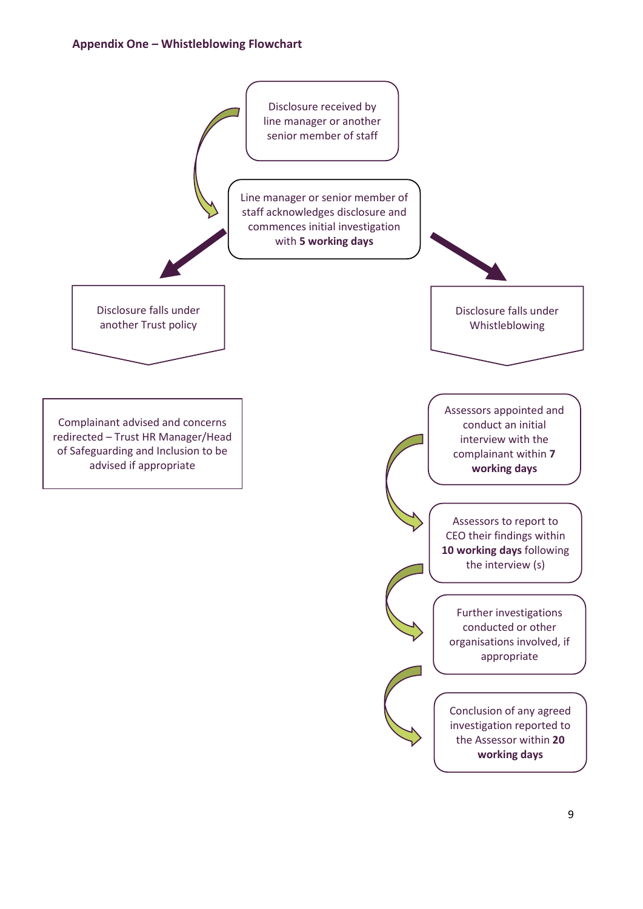### Appendix One – Whistleblowing Flowchart

Disclosure received by line manager or another senior member of staff

Line manager or senior member of staff acknowledges disclosure and commences initial investigation with **5 working days**

Disclosure falls under another Trust policy

Complainant advised and concerns redirected – Trust HR Manager/Head of Safeguarding and Inclusion to be advised if appropriate

Disclosure falls under Whistleblowing

Assessors appointed and conduct an initial interview with the complainant within **7 working days**

Assessors to report to CEO their findings within **10 working days** following the interview (s)

Further investigations conducted or other organisations involved, if appropriate

Conclusion of any agreed investigation reported to the Assessor within **20 working days**